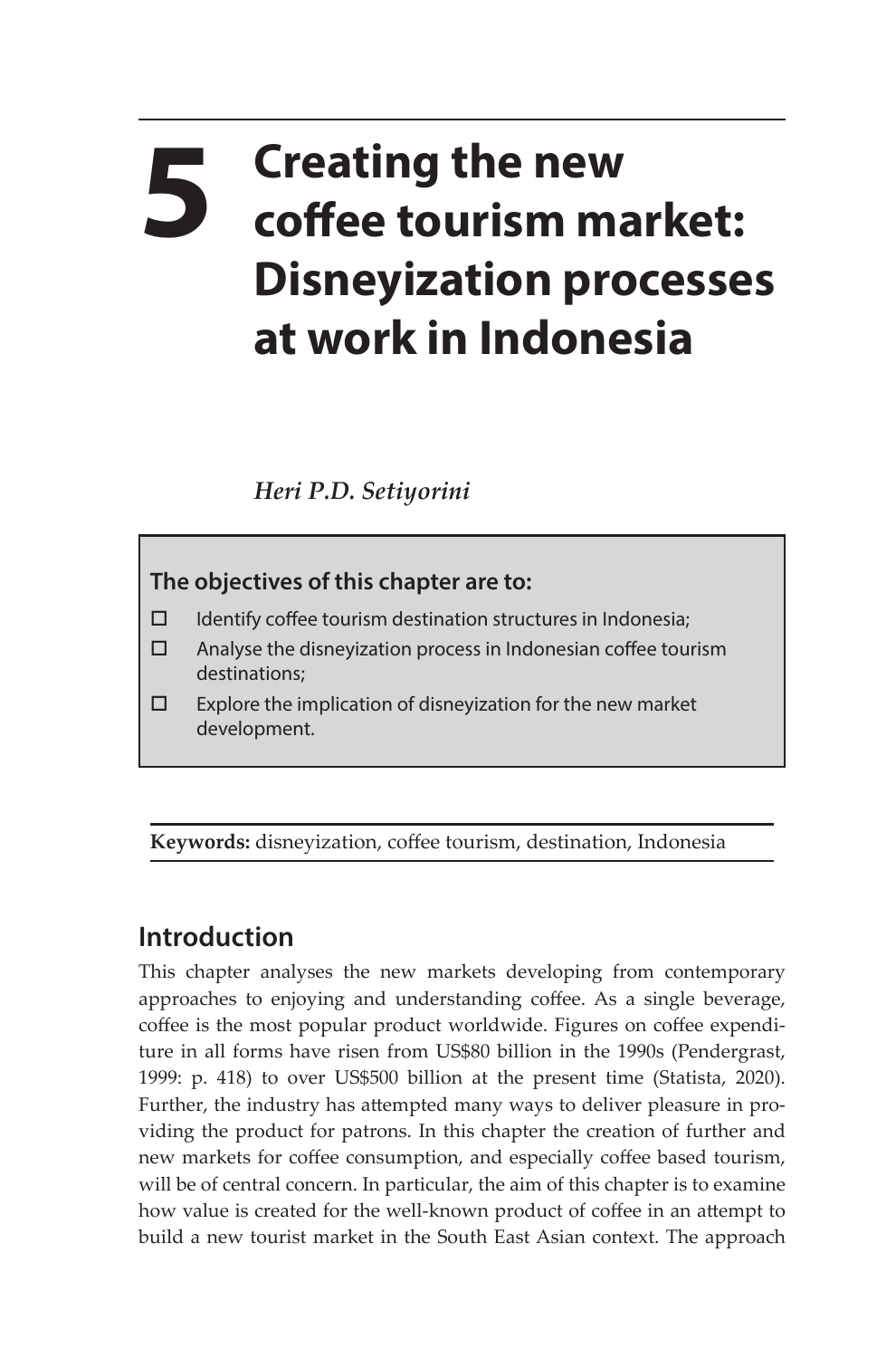# 5 Creating the new coffee tourism market: Disneyization processes at work in Indonesia

*Heri P.D. Setiyorini*

**The objectives of this chapter are to:**

- ☐ Identify coffee tourism destination structures in Indonesia;
- ☐ Analyse the disneyization process in Indonesian coffee tourism destinations;
- ☐ Explore the implication of disneyization for the new market development.

**Keywords:** disneyization, coffee tourism, destination, Indonesia

## Introduction

This chapter analyses the new markets developing from contemporary approaches to enjoying and understanding coffee. As a single beverage, coffee is the most popular product worldwide. Figures on coffee expenditure in all forms have risen from US$80 billion in the 1990s (Pendergrast, 1999: p. 418) to over US$500 billion at the present time (Statista, 2020). Further, the industry has attempted many ways to deliver pleasure in providing the product for patrons. In this chapter the creation of further and new markets for coffee consumption, and especially coffee based tourism, will be of central concern. In particular, the aim of this chapter is to examine how value is created for the well-known product of coffee in an attempt to build a new tourist market in the South East Asian context. The approach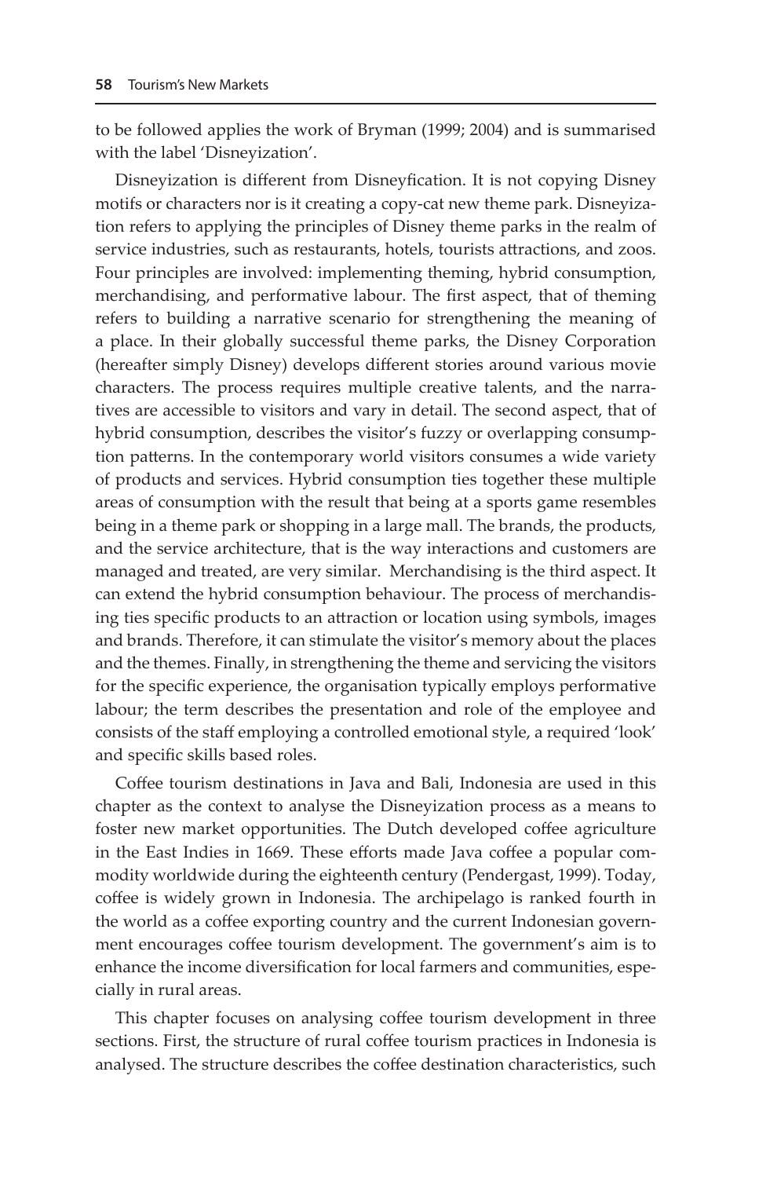to be followed applies the work of Bryman (1999; 2004) and is summarised with the label 'Disneyization'.

Disneyization is different from Disneyfication. It is not copying Disney motifs or characters nor is it creating a copy-cat new theme park. Disneyization refers to applying the principles of Disney theme parks in the realm of service industries, such as restaurants, hotels, tourists attractions, and zoos. Four principles are involved: implementing theming, hybrid consumption, merchandising, and performative labour. The first aspect, that of theming refers to building a narrative scenario for strengthening the meaning of a place. In their globally successful theme parks, the Disney Corporation (hereafter simply Disney) develops different stories around various movie characters. The process requires multiple creative talents, and the narratives are accessible to visitors and vary in detail. The second aspect, that of hybrid consumption, describes the visitor's fuzzy or overlapping consumption patterns. In the contemporary world visitors consumes a wide variety of products and services. Hybrid consumption ties together these multiple areas of consumption with the result that being at a sports game resembles being in a theme park or shopping in a large mall. The brands, the products, and the service architecture, that is the way interactions and customers are managed and treated, are very similar. Merchandising is the third aspect. It can extend the hybrid consumption behaviour. The process of merchandising ties specific products to an attraction or location using symbols, images and brands. Therefore, it can stimulate the visitor's memory about the places and the themes. Finally, in strengthening the theme and servicing the visitors for the specific experience, the organisation typically employs performative labour; the term describes the presentation and role of the employee and consists of the staff employing a controlled emotional style, a required 'look' and specific skills based roles.

Coffee tourism destinations in Java and Bali, Indonesia are used in this chapter as the context to analyse the Disneyization process as a means to foster new market opportunities. The Dutch developed coffee agriculture in the East Indies in 1669. These efforts made Java coffee a popular commodity worldwide during the eighteenth century (Pendergast, 1999). Today, coffee is widely grown in Indonesia. The archipelago is ranked fourth in the world as a coffee exporting country and the current Indonesian government encourages coffee tourism development. The government's aim is to enhance the income diversification for local farmers and communities, especially in rural areas.

This chapter focuses on analysing coffee tourism development in three sections. First, the structure of rural coffee tourism practices in Indonesia is analysed. The structure describes the coffee destination characteristics, such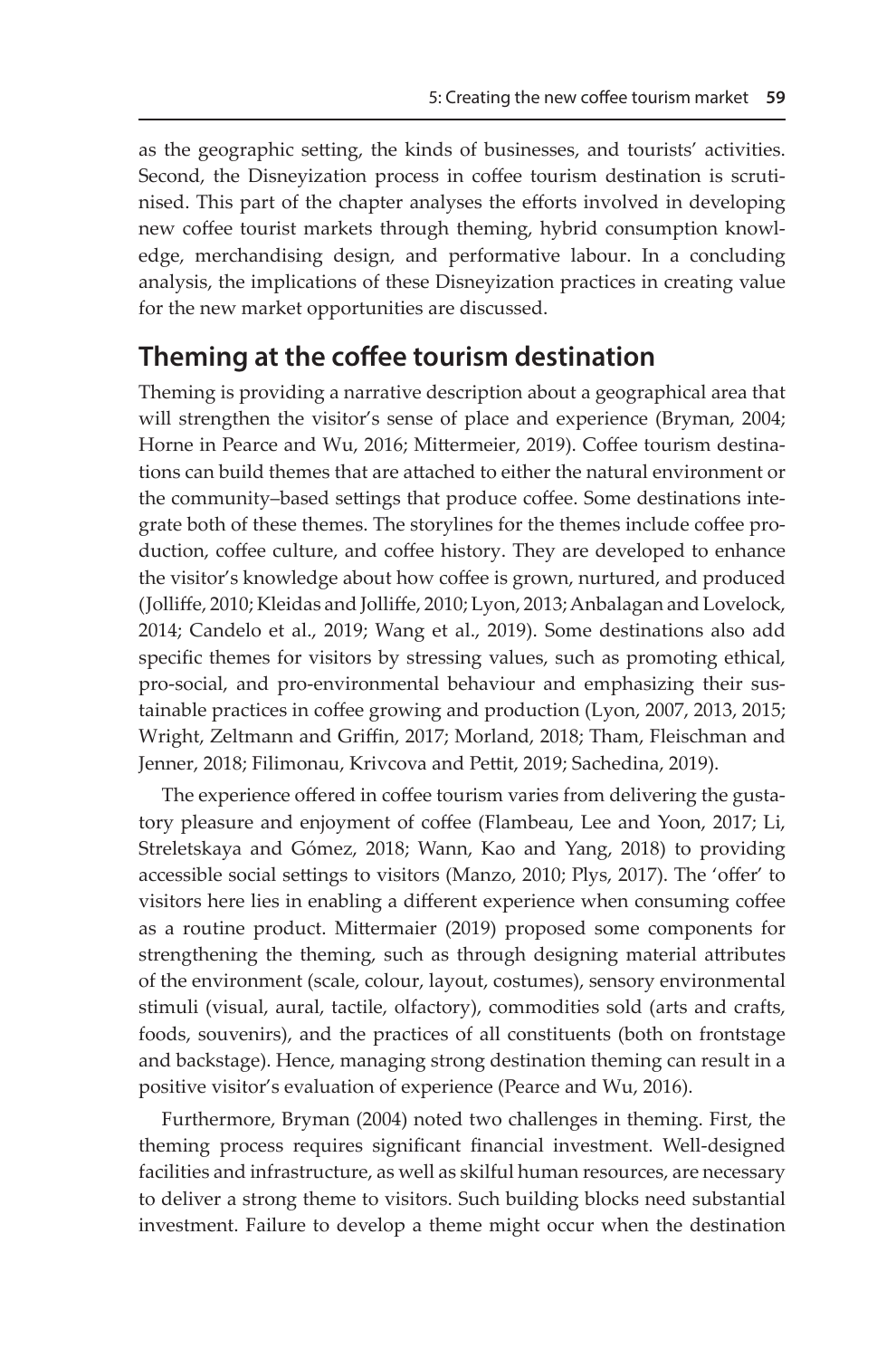as the geographic setting, the kinds of businesses, and tourists' activities. Second, the Disneyization process in coffee tourism destination is scrutinised. This part of the chapter analyses the efforts involved in developing new coffee tourist markets through theming, hybrid consumption knowledge, merchandising design, and performative labour. In a concluding analysis, the implications of these Disneyization practices in creating value for the new market opportunities are discussed.

## Theming at the coffee tourism destination

Theming is providing a narrative description about a geographical area that will strengthen the visitor's sense of place and experience (Bryman, 2004; Horne in Pearce and Wu, 2016; Mittermeier, 2019). Coffee tourism destinations can build themes that are attached to either the natural environment or the community–based settings that produce coffee. Some destinations integrate both of these themes. The storylines for the themes include coffee production, coffee culture, and coffee history. They are developed to enhance the visitor's knowledge about how coffee is grown, nurtured, and produced (Jolliffe, 2010; Kleidas and Jolliffe, 2010; Lyon, 2013; Anbalagan and Lovelock, 2014; Candelo et al., 2019; Wang et al., 2019). Some destinations also add specific themes for visitors by stressing values, such as promoting ethical, pro-social, and pro-environmental behaviour and emphasizing their sustainable practices in coffee growing and production (Lyon, 2007, 2013, 2015; Wright, Zeltmann and Griffin, 2017; Morland, 2018; Tham, Fleischman and Jenner, 2018; Filimonau, Krivcova and Pettit, 2019; Sachedina, 2019).

The experience offered in coffee tourism varies from delivering the gustatory pleasure and enjoyment of coffee (Flambeau, Lee and Yoon, 2017; Li, Streletskaya and Gómez, 2018; Wann, Kao and Yang, 2018) to providing accessible social settings to visitors (Manzo, 2010; Plys, 2017). The 'offer' to visitors here lies in enabling a different experience when consuming coffee as a routine product. Mittermaier (2019) proposed some components for strengthening the theming, such as through designing material attributes of the environment (scale, colour, layout, costumes), sensory environmental stimuli (visual, aural, tactile, olfactory), commodities sold (arts and crafts, foods, souvenirs), and the practices of all constituents (both on frontstage and backstage). Hence, managing strong destination theming can result in a positive visitor's evaluation of experience (Pearce and Wu, 2016).

Furthermore, Bryman (2004) noted two challenges in theming. First, the theming process requires significant financial investment. Well-designed facilities and infrastructure, as well as skilful human resources, are necessary to deliver a strong theme to visitors. Such building blocks need substantial investment. Failure to develop a theme might occur when the destination